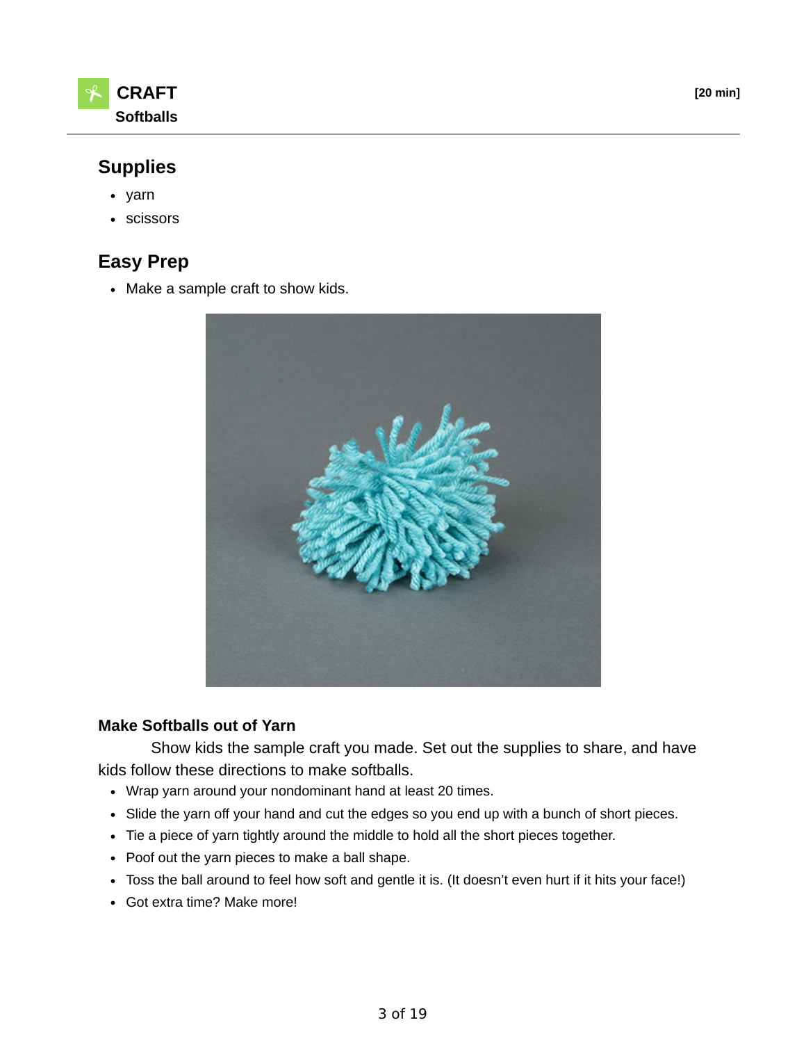# CRAFT

**Softballs**

**[20 min]**

## Supplies

- yarn
- scissors

## Easy Prep

- Make a sample craft to show kids.

### Make Softballs out of Yarn

Show kids the sample craft you made. Set out the supplies to share, and have kids follow these directions to make softballs.

- Wrap yarn around your nondominant hand at least 20 times.
- Slide the yarn off your hand and cut the edges so you end up with a bunch of short pieces.
- Tie a piece of yarn tightly around the middle to hold all the short pieces together.
- Poof out the yarn pieces to make a ball shape.
- Toss the ball around to feel how soft and gentle it is. (It doesn't even hurt if it hits your face!)
- Got extra time? Make more!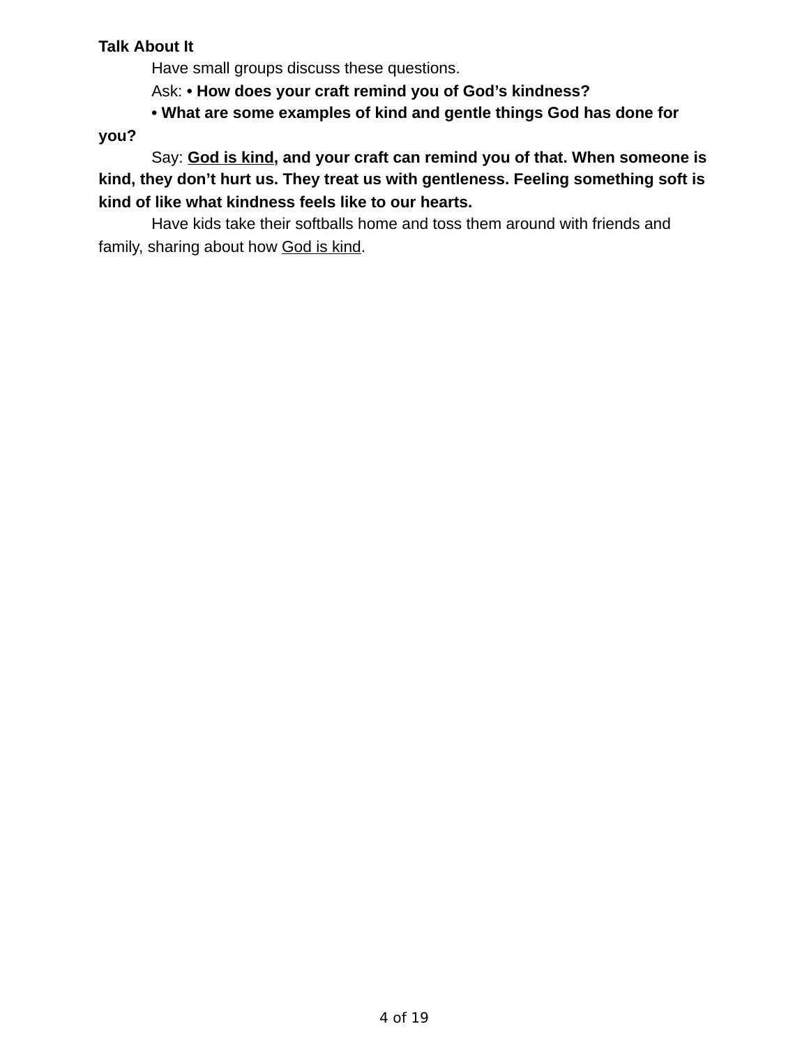**Talk About It**

Have small groups discuss these questions.

Ask: • **How does your craft remind you of God's kindness?**

**• What are some examples of kind and gentle things God has done for you?**

Say: **<u>God is kind</u>, and your craft can remind you of that. When someone is kind, they don't hurt us. They treat us with gentleness. Feeling something soft is kind of like what kindness feels like to our hearts.**

Have kids take their softballs home and toss them around with friends and family, sharing about how <u>God is kind</u>.